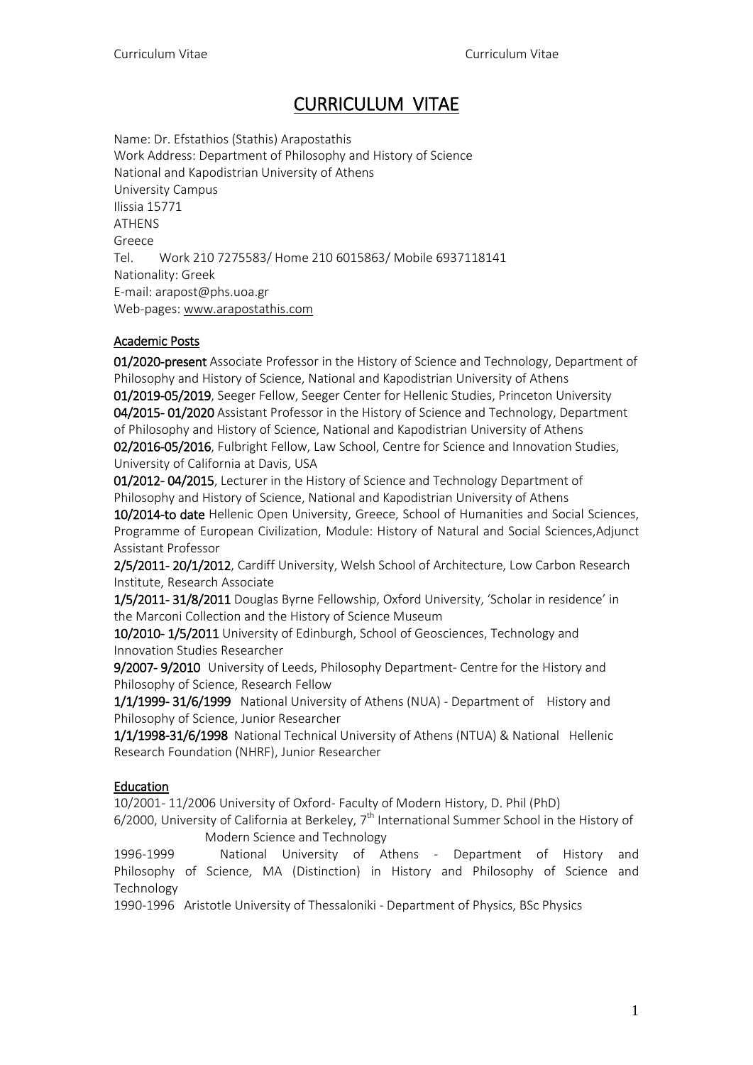# CURRICULUM VITAE

Name: Dr. Efstathios (Stathis) Arapostathis
Work Address: Department of Philosophy and History of Science
National and Kapodistrian University of Athens
University Campus
Ilissia 15771
ATHENS
Greece
Tel. Work 210 7275583/ Home 210 6015863/ Mobile 6937118141
Nationality: Greek
E-mail: arapost@phs.uoa.gr
Web-pages: www.arapostathis.com

## Academic Posts

**01/2020-present** Associate Professor in the History of Science and Technology, Department of Philosophy and History of Science, National and Kapodistrian University of Athens

**01/2019-05/2019**, Seeger Fellow, Seeger Center for Hellenic Studies, Princeton University

**04/2015- 01/2020** Assistant Professor in the History of Science and Technology, Department of Philosophy and History of Science, National and Kapodistrian University of Athens

**02/2016-05/2016**, Fulbright Fellow, Law School, Centre for Science and Innovation Studies, University of California at Davis, USA

**01/2012- 04/2015**, Lecturer in the History of Science and Technology Department of Philosophy and History of Science, National and Kapodistrian University of Athens

**10/2014-to date** Hellenic Open University, Greece, School of Humanities and Social Sciences, Programme of European Civilization, Module: History of Natural and Social Sciences,Adjunct Assistant Professor

**2/5/2011- 20/1/2012**, Cardiff University, Welsh School of Architecture, Low Carbon Research Institute, Research Associate

**1/5/2011- 31/8/2011** Douglas Byrne Fellowship, Oxford University, 'Scholar in residence' in the Marconi Collection and the History of Science Museum

**10/2010- 1/5/2011** University of Edinburgh, School of Geosciences, Technology and Innovation Studies Researcher

**9/2007- 9/2010** University of Leeds, Philosophy Department- Centre for the History and Philosophy of Science, Research Fellow

**1/1/1999- 31/6/1999** National University of Athens (NUA) - Department of History and Philosophy of Science, Junior Researcher

**1/1/1998-31/6/1998** National Technical University of Athens (NTUA) & National Hellenic Research Foundation (NHRF), Junior Researcher

## Education

10/2001- 11/2006 University of Oxford- Faculty of Modern History, D. Phil (PhD)

6/2000, University of California at Berkeley, 7th International Summer School in the History of Modern Science and Technology

1996-1999 National University of Athens - Department of History and Philosophy of Science, MA (Distinction) in History and Philosophy of Science and Technology

1990-1996 Aristotle University of Thessaloniki - Department of Physics, BSc Physics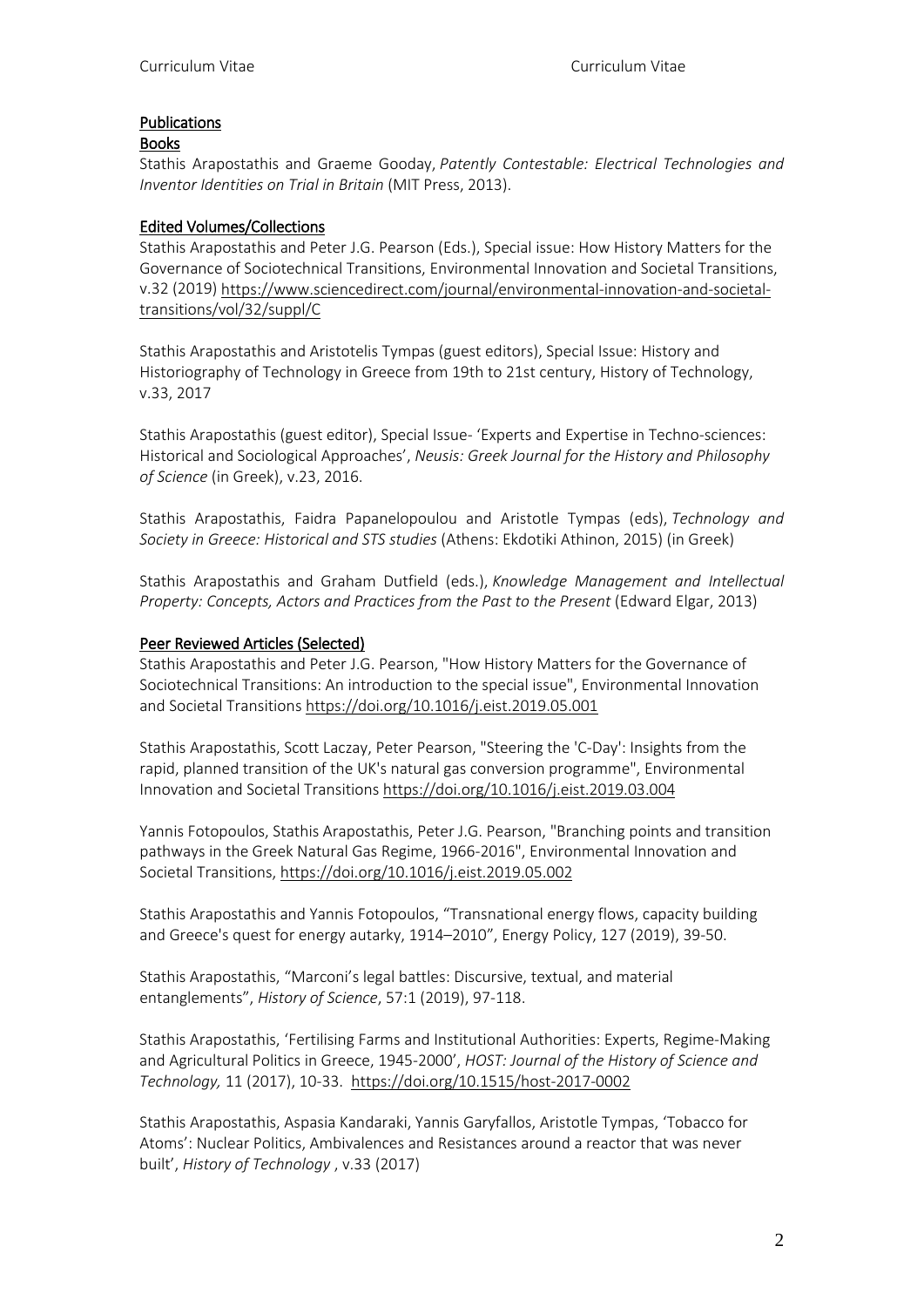## Publications

### Books

Stathis Arapostathis and Graeme Gooday, *Patently Contestable: Electrical Technologies and Inventor Identities on Trial in Britain* (MIT Press, 2013).

### Edited Volumes/Collections

Stathis Arapostathis and Peter J.G. Pearson (Eds.), Special issue: How History Matters for the Governance of Sociotechnical Transitions, Environmental Innovation and Societal Transitions, v.32 (2019) https://www.sciencedirect.com/journal/environmental-innovation-and-societal-transitions/vol/32/suppl/C

Stathis Arapostathis and Aristotelis Tympas (guest editors), Special Issue: History and Historiography of Technology in Greece from 19th to 21st century, History of Technology, v.33, 2017

Stathis Arapostathis (guest editor), Special Issue- 'Experts and Expertise in Techno-sciences: Historical and Sociological Approaches', *Neusis: Greek Journal for the History and Philosophy of Science* (in Greek), v.23, 2016.

Stathis Arapostathis, Faidra Papanelopoulou and Aristotle Tympas (eds), *Technology and Society in Greece: Historical and STS studies* (Athens: Ekdotiki Athinon, 2015) (in Greek)

Stathis Arapostathis and Graham Dutfield (eds.), *Knowledge Management and Intellectual Property: Concepts, Actors and Practices from the Past to the Present* (Edward Elgar, 2013)

### Peer Reviewed Articles (Selected)

Stathis Arapostathis and Peter J.G. Pearson, "How History Matters for the Governance of Sociotechnical Transitions: An introduction to the special issue", Environmental Innovation and Societal Transitions https://doi.org/10.1016/j.eist.2019.05.001

Stathis Arapostathis, Scott Laczay, Peter Pearson, "Steering the 'C-Day': Insights from the rapid, planned transition of the UK's natural gas conversion programme", Environmental Innovation and Societal Transitions https://doi.org/10.1016/j.eist.2019.03.004

Yannis Fotopoulos, Stathis Arapostathis, Peter J.G. Pearson, "Branching points and transition pathways in the Greek Natural Gas Regime, 1966-2016", Environmental Innovation and Societal Transitions, https://doi.org/10.1016/j.eist.2019.05.002

Stathis Arapostathis and Yannis Fotopoulos, "Transnational energy flows, capacity building and Greece's quest for energy autarky, 1914–2010", Energy Policy, 127 (2019), 39-50.

Stathis Arapostathis, "Marconi's legal battles: Discursive, textual, and material entanglements", *History of Science*, 57:1 (2019), 97-118.

Stathis Arapostathis, 'Fertilising Farms and Institutional Authorities: Experts, Regime-Making and Agricultural Politics in Greece, 1945-2000', *HOST: Journal of the History of Science and Technology,* 11 (2017), 10-33. https://doi.org/10.1515/host-2017-0002

Stathis Arapostathis, Aspasia Kandaraki, Yannis Garyfallos, Aristotle Tympas, 'Tobacco for Atoms': Nuclear Politics, Ambivalences and Resistances around a reactor that was never built', *History of Technology* , v.33 (2017)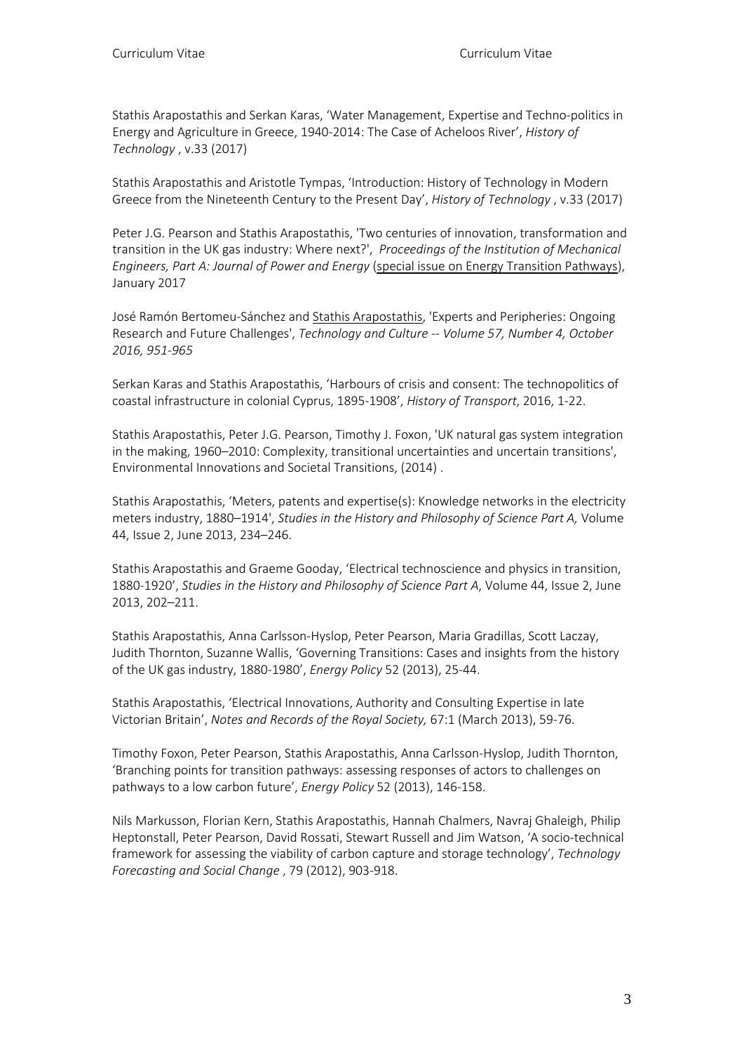Stathis Arapostathis and Serkan Karas, 'Water Management, Expertise and Techno-politics in Energy and Agriculture in Greece, 1940-2014: The Case of Acheloos River', *History of Technology* , v.33 (2017)

Stathis Arapostathis and Aristotle Tympas, 'Introduction: History of Technology in Modern Greece from the Nineteenth Century to the Present Day', *History of Technology* , v.33 (2017)

Peter J.G. Pearson and Stathis Arapostathis, 'Two centuries of innovation, transformation and transition in the UK gas industry: Where next?', *Proceedings of the Institution of Mechanical Engineers, Part A: Journal of Power and Energy* (special issue on Energy Transition Pathways), January 2017

José Ramón Bertomeu-Sánchez and Stathis Arapostathis, 'Experts and Peripheries: Ongoing Research and Future Challenges', *Technology and Culture -- Volume 57, Number 4, October 2016, 951-965*

Serkan Karas and Stathis Arapostathis, 'Harbours of crisis and consent: The technopolitics of coastal infrastructure in colonial Cyprus, 1895-1908', *History of Transport*, 2016, 1-22.

Stathis Arapostathis, Peter J.G. Pearson, Timothy J. Foxon, 'UK natural gas system integration in the making, 1960–2010: Complexity, transitional uncertainties and uncertain transitions', Environmental Innovations and Societal Transitions, (2014) .

Stathis Arapostathis, 'Meters, patents and expertise(s): Knowledge networks in the electricity meters industry, 1880–1914', *Studies in the History and Philosophy of Science Part A,* Volume 44, Issue 2, June 2013, 234–246.

Stathis Arapostathis and Graeme Gooday, 'Electrical technoscience and physics in transition, 1880-1920', *Studies in the History and Philosophy of Science Part A*, Volume 44, Issue 2, June 2013, 202–211.

Stathis Arapostathis, Anna Carlsson-Hyslop, Peter Pearson, Maria Gradillas, Scott Laczay, Judith Thornton, Suzanne Wallis, 'Governing Transitions: Cases and insights from the history of the UK gas industry, 1880-1980', *Energy Policy* 52 (2013), 25-44.

Stathis Arapostathis, 'Electrical Innovations, Authority and Consulting Expertise in late Victorian Britain', *Notes and Records of the Royal Society,* 67:1 (March 2013), 59-76.

Timothy Foxon, Peter Pearson, Stathis Arapostathis, Anna Carlsson-Hyslop, Judith Thornton, 'Branching points for transition pathways: assessing responses of actors to challenges on pathways to a low carbon future', *Energy Policy* 52 (2013), 146-158.

Nils Markusson, Florian Kern, Stathis Arapostathis, Hannah Chalmers, Navraj Ghaleigh, Philip Heptonstall, Peter Pearson, David Rossati, Stewart Russell and Jim Watson, 'A socio-technical framework for assessing the viability of carbon capture and storage technology', *Technology Forecasting and Social Change* , 79 (2012), 903-918.